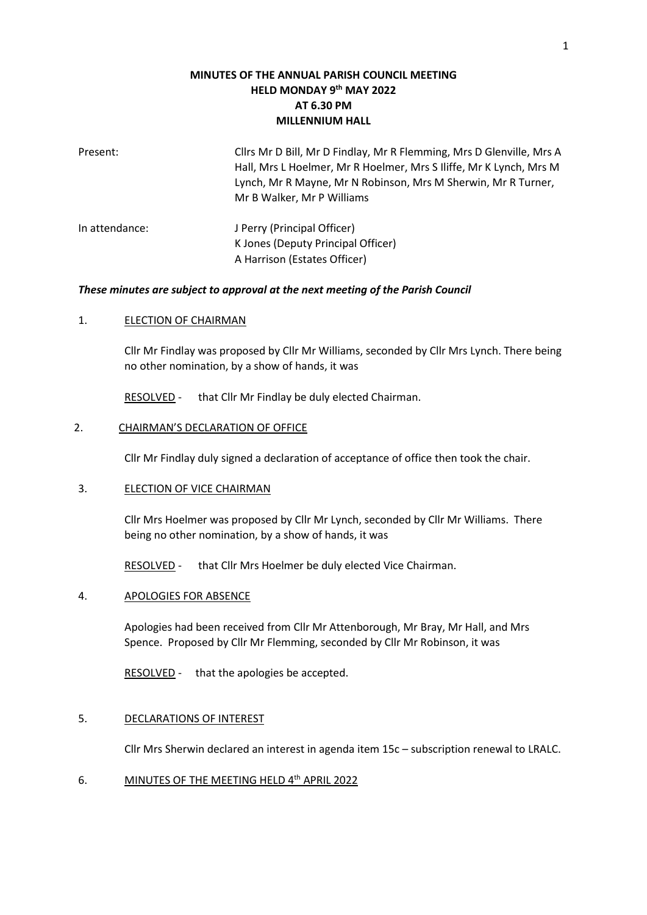**MINUTES OF THE ANNUAL PARISH COUNCIL MEETING**
**HELD MONDAY 9th MAY 2022**
**AT 6.30 PM**
**MILLENNIUM HALL**

Present: Cllrs Mr D Bill, Mr D Findlay, Mr R Flemming, Mrs D Glenville, Mrs A Hall, Mrs L Hoelmer, Mr R Hoelmer, Mrs S Iliffe, Mr K Lynch, Mrs M Lynch, Mr R Mayne, Mr N Robinson, Mrs M Sherwin, Mr R Turner, Mr B Walker, Mr P Williams

In attendance: J Perry (Principal Officer)
K Jones (Deputy Principal Officer)
A Harrison (Estates Officer)

***These minutes are subject to approval at the next meeting of the Parish Council***

1. ELECTION OF CHAIRMAN

Cllr Mr Findlay was proposed by Cllr Mr Williams, seconded by Cllr Mrs Lynch. There being no other nomination, by a show of hands, it was

RESOLVED - that Cllr Mr Findlay be duly elected Chairman.

2. CHAIRMAN'S DECLARATION OF OFFICE

Cllr Mr Findlay duly signed a declaration of acceptance of office then took the chair.

3. ELECTION OF VICE CHAIRMAN

Cllr Mrs Hoelmer was proposed by Cllr Mr Lynch, seconded by Cllr Mr Williams. There being no other nomination, by a show of hands, it was

RESOLVED - that Cllr Mrs Hoelmer be duly elected Vice Chairman.

4. APOLOGIES FOR ABSENCE

Apologies had been received from Cllr Mr Attenborough, Mr Bray, Mr Hall, and Mrs Spence. Proposed by Cllr Mr Flemming, seconded by Cllr Mr Robinson, it was

RESOLVED - that the apologies be accepted.

5. DECLARATIONS OF INTEREST

Cllr Mrs Sherwin declared an interest in agenda item 15c – subscription renewal to LRALC.

6. MINUTES OF THE MEETING HELD 4th APRIL 2022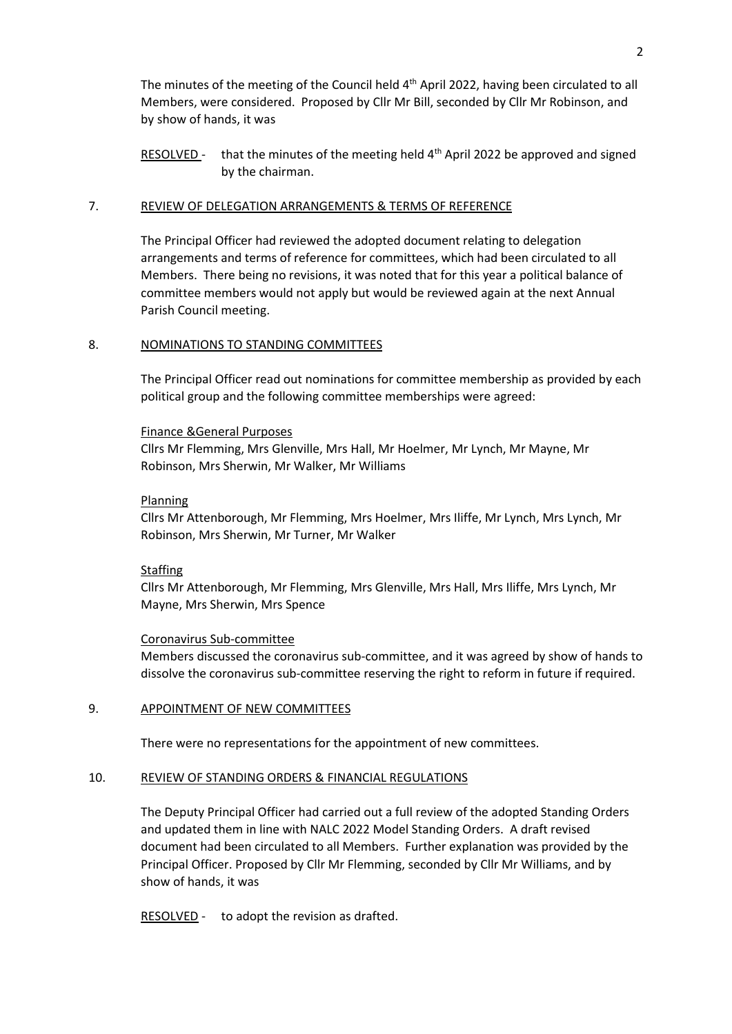The minutes of the meeting of the Council held 4th April 2022, having been circulated to all Members, were considered. Proposed by Cllr Mr Bill, seconded by Cllr Mr Robinson, and by show of hands, it was

RESOLVED - that the minutes of the meeting held 4th April 2022 be approved and signed by the chairman.

## 7. REVIEW OF DELEGATION ARRANGEMENTS & TERMS OF REFERENCE

The Principal Officer had reviewed the adopted document relating to delegation arrangements and terms of reference for committees, which had been circulated to all Members. There being no revisions, it was noted that for this year a political balance of committee members would not apply but would be reviewed again at the next Annual Parish Council meeting.

## 8. NOMINATIONS TO STANDING COMMITTEES

The Principal Officer read out nominations for committee membership as provided by each political group and the following committee memberships were agreed:

Finance &General Purposes
Cllrs Mr Flemming, Mrs Glenville, Mrs Hall, Mr Hoelmer, Mr Lynch, Mr Mayne, Mr Robinson, Mrs Sherwin, Mr Walker, Mr Williams

Planning
Cllrs Mr Attenborough, Mr Flemming, Mrs Hoelmer, Mrs Iliffe, Mr Lynch, Mrs Lynch, Mr Robinson, Mrs Sherwin, Mr Turner, Mr Walker

Staffing
Cllrs Mr Attenborough, Mr Flemming, Mrs Glenville, Mrs Hall, Mrs Iliffe, Mrs Lynch, Mr Mayne, Mrs Sherwin, Mrs Spence

Coronavirus Sub-committee
Members discussed the coronavirus sub-committee, and it was agreed by show of hands to dissolve the coronavirus sub-committee reserving the right to reform in future if required.

## 9. APPOINTMENT OF NEW COMMITTEES

There were no representations for the appointment of new committees.

## 10. REVIEW OF STANDING ORDERS & FINANCIAL REGULATIONS

The Deputy Principal Officer had carried out a full review of the adopted Standing Orders and updated them in line with NALC 2022 Model Standing Orders. A draft revised document had been circulated to all Members. Further explanation was provided by the Principal Officer. Proposed by Cllr Mr Flemming, seconded by Cllr Mr Williams, and by show of hands, it was

RESOLVED - to adopt the revision as drafted.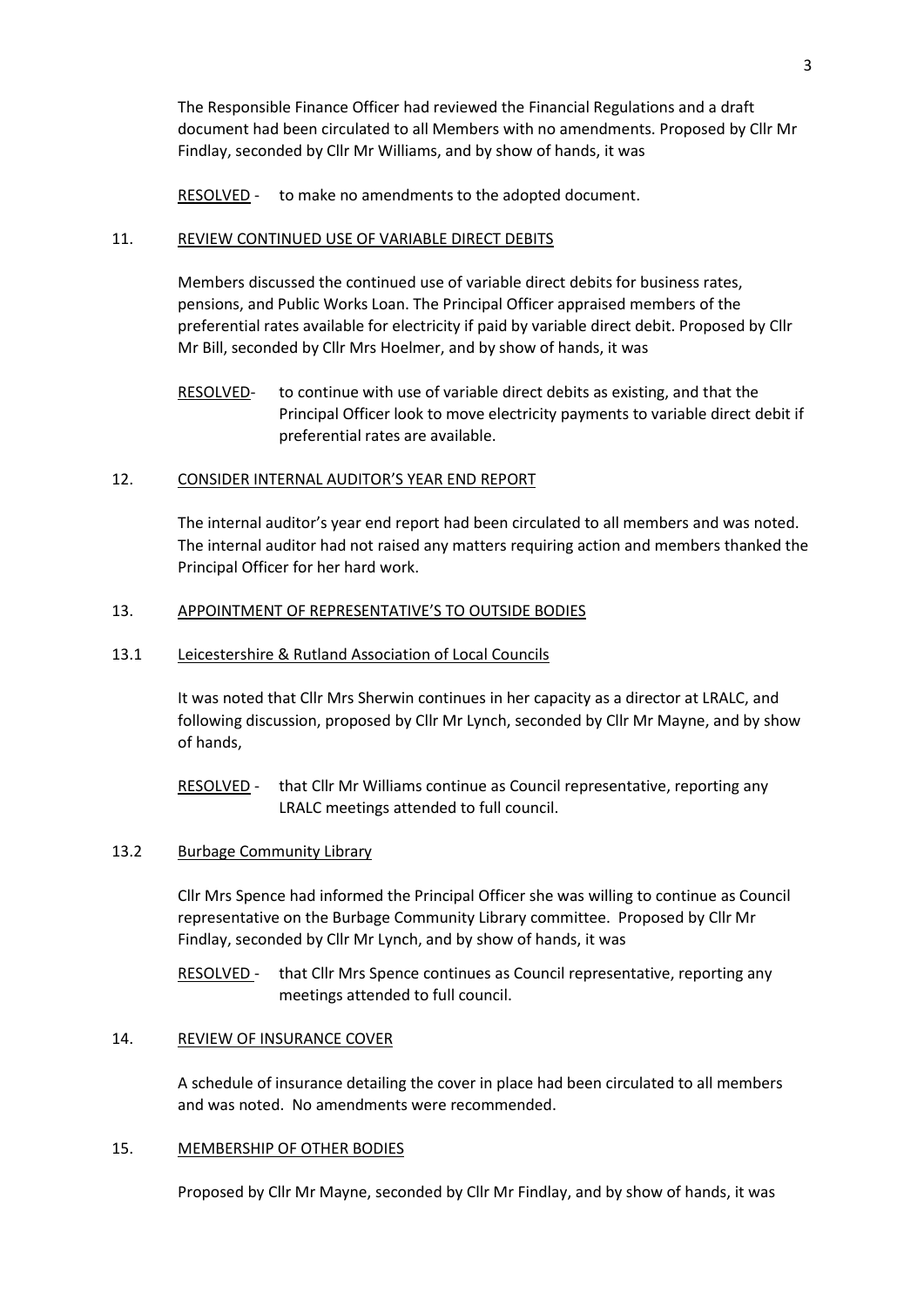The Responsible Finance Officer had reviewed the Financial Regulations and a draft document had been circulated to all Members with no amendments. Proposed by Cllr Mr Findlay, seconded by Cllr Mr Williams, and by show of hands, it was

RESOLVED - to make no amendments to the adopted document.

## 11. REVIEW CONTINUED USE OF VARIABLE DIRECT DEBITS

Members discussed the continued use of variable direct debits for business rates, pensions, and Public Works Loan. The Principal Officer appraised members of the preferential rates available for electricity if paid by variable direct debit. Proposed by Cllr Mr Bill, seconded by Cllr Mrs Hoelmer, and by show of hands, it was

RESOLVED- to continue with use of variable direct debits as existing, and that the Principal Officer look to move electricity payments to variable direct debit if preferential rates are available.

## 12. CONSIDER INTERNAL AUDITOR'S YEAR END REPORT

The internal auditor's year end report had been circulated to all members and was noted. The internal auditor had not raised any matters requiring action and members thanked the Principal Officer for her hard work.

## 13. APPOINTMENT OF REPRESENTATIVE'S TO OUTSIDE BODIES

### 13.1 Leicestershire & Rutland Association of Local Councils

It was noted that Cllr Mrs Sherwin continues in her capacity as a director at LRALC, and following discussion, proposed by Cllr Mr Lynch, seconded by Cllr Mr Mayne, and by show of hands,

RESOLVED - that Cllr Mr Williams continue as Council representative, reporting any LRALC meetings attended to full council.

### 13.2 Burbage Community Library

Cllr Mrs Spence had informed the Principal Officer she was willing to continue as Council representative on the Burbage Community Library committee. Proposed by Cllr Mr Findlay, seconded by Cllr Mr Lynch, and by show of hands, it was

RESOLVED - that Cllr Mrs Spence continues as Council representative, reporting any meetings attended to full council.

## 14. REVIEW OF INSURANCE COVER

A schedule of insurance detailing the cover in place had been circulated to all members and was noted. No amendments were recommended.

## 15. MEMBERSHIP OF OTHER BODIES

Proposed by Cllr Mr Mayne, seconded by Cllr Mr Findlay, and by show of hands, it was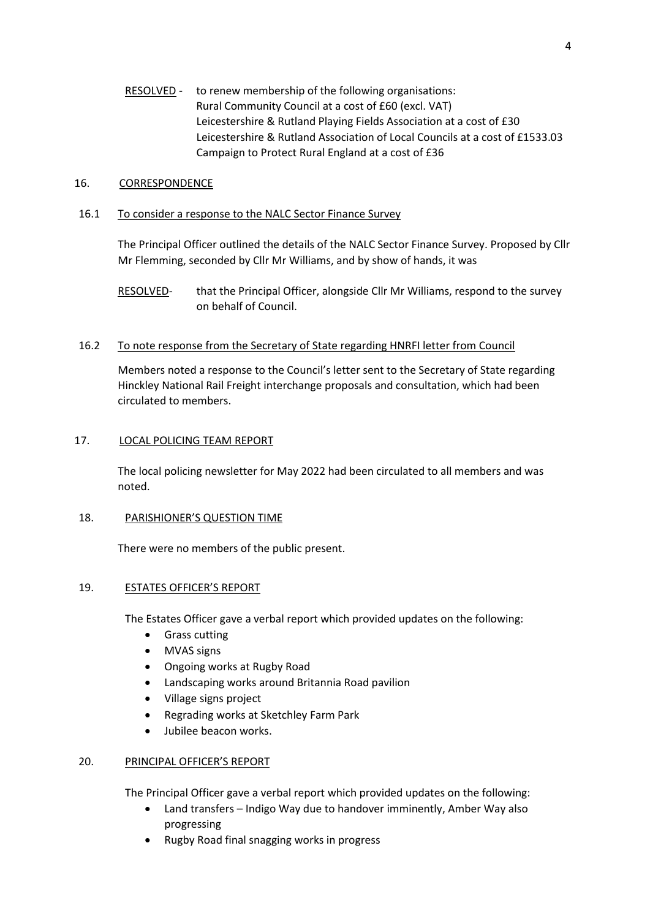RESOLVED - to renew membership of the following organisations:
Rural Community Council at a cost of £60 (excl. VAT)
Leicestershire & Rutland Playing Fields Association at a cost of £30
Leicestershire & Rutland Association of Local Councils at a cost of £1533.03
Campaign to Protect Rural England at a cost of £36

## 16. CORRESPONDENCE

### 16.1 To consider a response to the NALC Sector Finance Survey

The Principal Officer outlined the details of the NALC Sector Finance Survey. Proposed by Cllr Mr Flemming, seconded by Cllr Mr Williams, and by show of hands, it was

RESOLVED- that the Principal Officer, alongside Cllr Mr Williams, respond to the survey on behalf of Council.

### 16.2 To note response from the Secretary of State regarding HNRFI letter from Council

Members noted a response to the Council's letter sent to the Secretary of State regarding Hinckley National Rail Freight interchange proposals and consultation, which had been circulated to members.

## 17. LOCAL POLICING TEAM REPORT

The local policing newsletter for May 2022 had been circulated to all members and was noted.

## 18. PARISHIONER'S QUESTION TIME

There were no members of the public present.

## 19. ESTATES OFFICER'S REPORT

The Estates Officer gave a verbal report which provided updates on the following:

- Grass cutting
- MVAS signs
- Ongoing works at Rugby Road
- Landscaping works around Britannia Road pavilion
- Village signs project
- Regrading works at Sketchley Farm Park
- Jubilee beacon works.

## 20. PRINCIPAL OFFICER'S REPORT

The Principal Officer gave a verbal report which provided updates on the following:

- Land transfers – Indigo Way due to handover imminently, Amber Way also progressing
- Rugby Road final snagging works in progress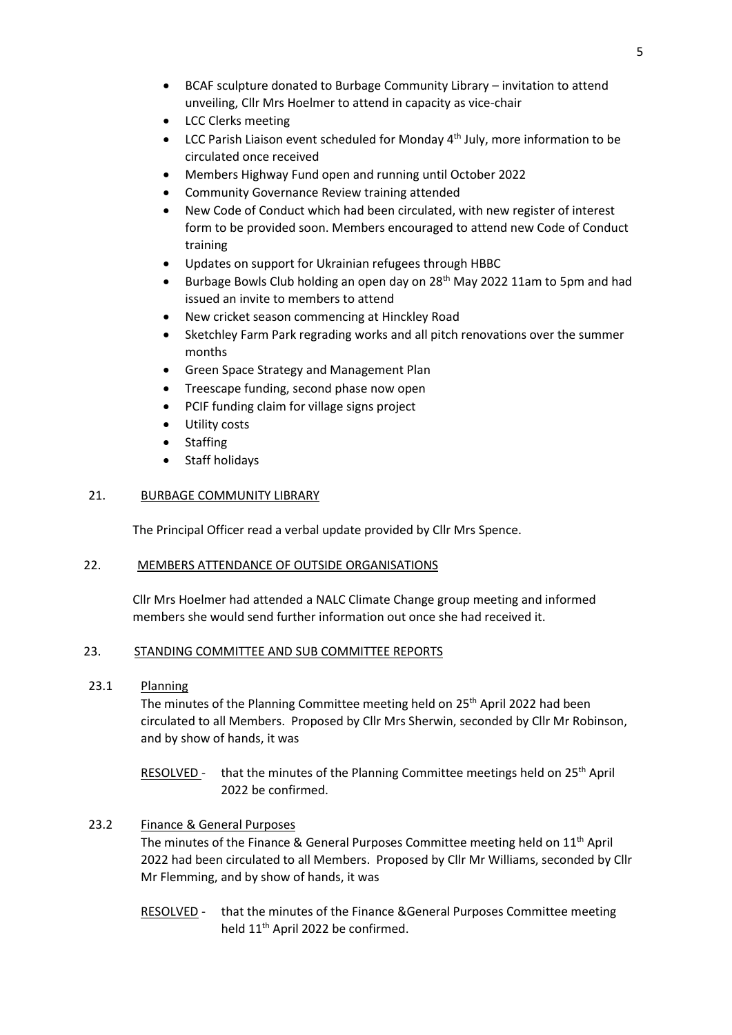- BCAF sculpture donated to Burbage Community Library – invitation to attend unveiling, Cllr Mrs Hoelmer to attend in capacity as vice-chair
- LCC Clerks meeting
- LCC Parish Liaison event scheduled for Monday 4th July, more information to be circulated once received
- Members Highway Fund open and running until October 2022
- Community Governance Review training attended
- New Code of Conduct which had been circulated, with new register of interest form to be provided soon. Members encouraged to attend new Code of Conduct training
- Updates on support for Ukrainian refugees through HBBC
- Burbage Bowls Club holding an open day on 28th May 2022 11am to 5pm and had issued an invite to members to attend
- New cricket season commencing at Hinckley Road
- Sketchley Farm Park regrading works and all pitch renovations over the summer months
- Green Space Strategy and Management Plan
- Treescape funding, second phase now open
- PCIF funding claim for village signs project
- Utility costs
- Staffing
- Staff holidays

## 21. BURBAGE COMMUNITY LIBRARY

The Principal Officer read a verbal update provided by Cllr Mrs Spence.

## 22. MEMBERS ATTENDANCE OF OUTSIDE ORGANISATIONS

Cllr Mrs Hoelmer had attended a NALC Climate Change group meeting and informed members she would send further information out once she had received it.

## 23. STANDING COMMITTEE AND SUB COMMITTEE REPORTS

### 23.1 Planning

The minutes of the Planning Committee meeting held on 25th April 2022 had been circulated to all Members. Proposed by Cllr Mrs Sherwin, seconded by Cllr Mr Robinson, and by show of hands, it was

RESOLVED - that the minutes of the Planning Committee meetings held on 25th April 2022 be confirmed.

### 23.2 Finance & General Purposes

The minutes of the Finance & General Purposes Committee meeting held on 11th April 2022 had been circulated to all Members. Proposed by Cllr Mr Williams, seconded by Cllr Mr Flemming, and by show of hands, it was

RESOLVED - that the minutes of the Finance &General Purposes Committee meeting held 11th April 2022 be confirmed.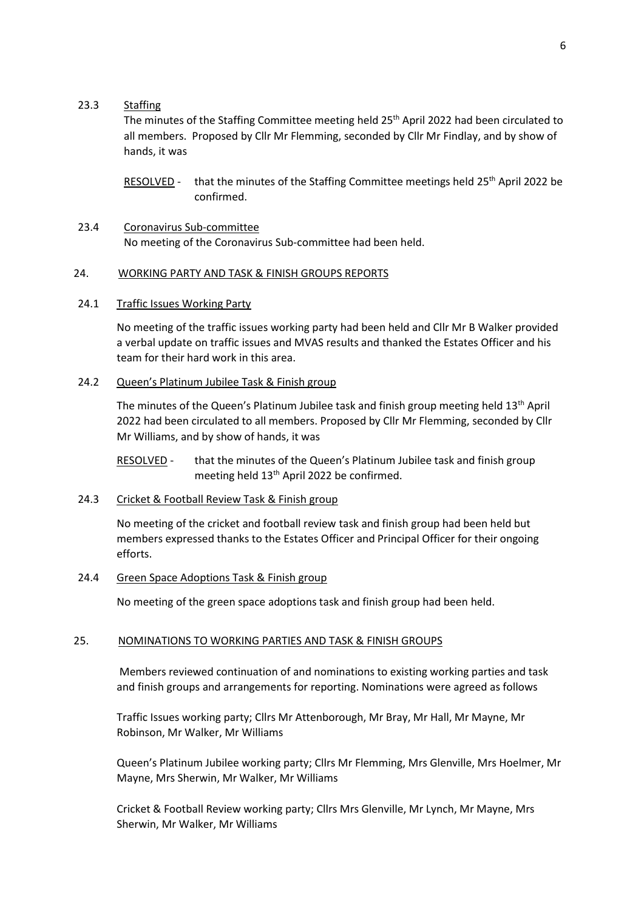23.3 Staffing

The minutes of the Staffing Committee meeting held 25th April 2022 had been circulated to all members. Proposed by Cllr Mr Flemming, seconded by Cllr Mr Findlay, and by show of hands, it was

RESOLVED - that the minutes of the Staffing Committee meetings held 25th April 2022 be confirmed.

23.4 Coronavirus Sub-committee

No meeting of the Coronavirus Sub-committee had been held.

24. WORKING PARTY AND TASK & FINISH GROUPS REPORTS

24.1 Traffic Issues Working Party

No meeting of the traffic issues working party had been held and Cllr Mr B Walker provided a verbal update on traffic issues and MVAS results and thanked the Estates Officer and his team for their hard work in this area.

24.2 Queen's Platinum Jubilee Task & Finish group

The minutes of the Queen's Platinum Jubilee task and finish group meeting held 13th April 2022 had been circulated to all members. Proposed by Cllr Mr Flemming, seconded by Cllr Mr Williams, and by show of hands, it was

RESOLVED - that the minutes of the Queen's Platinum Jubilee task and finish group meeting held 13th April 2022 be confirmed.

24.3 Cricket & Football Review Task & Finish group

No meeting of the cricket and football review task and finish group had been held but members expressed thanks to the Estates Officer and Principal Officer for their ongoing efforts.

24.4 Green Space Adoptions Task & Finish group

No meeting of the green space adoptions task and finish group had been held.

25. NOMINATIONS TO WORKING PARTIES AND TASK & FINISH GROUPS

Members reviewed continuation of and nominations to existing working parties and task and finish groups and arrangements for reporting. Nominations were agreed as follows

Traffic Issues working party; Cllrs Mr Attenborough, Mr Bray, Mr Hall, Mr Mayne, Mr Robinson, Mr Walker, Mr Williams

Queen's Platinum Jubilee working party; Cllrs Mr Flemming, Mrs Glenville, Mrs Hoelmer, Mr Mayne, Mrs Sherwin, Mr Walker, Mr Williams

Cricket & Football Review working party; Cllrs Mrs Glenville, Mr Lynch, Mr Mayne, Mrs Sherwin, Mr Walker, Mr Williams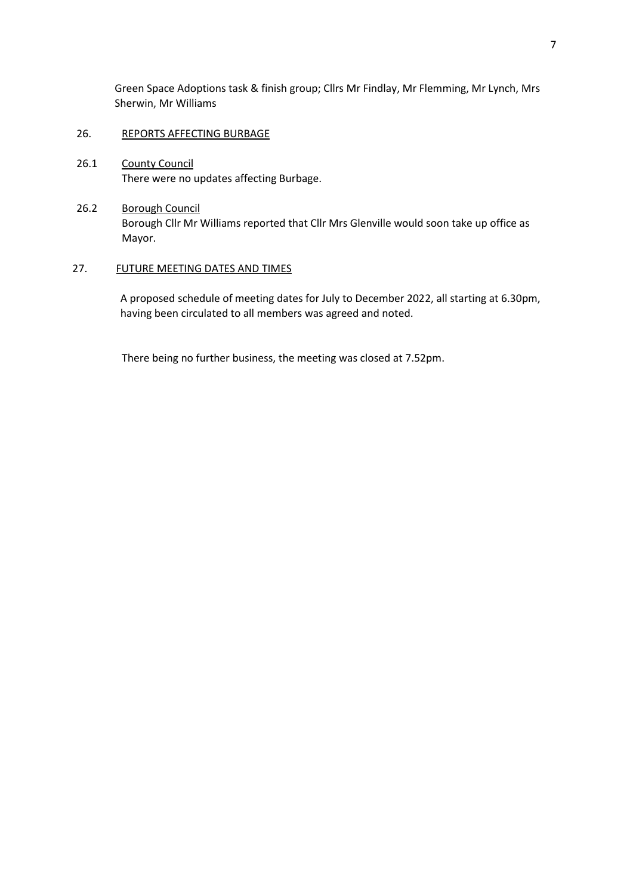Green Space Adoptions task & finish group; Cllrs Mr Findlay, Mr Flemming, Mr Lynch, Mrs Sherwin, Mr Williams

26. <u>REPORTS AFFECTING BURBAGE</u>

26.1 <u>County Council</u>

There were no updates affecting Burbage.

26.2 <u>Borough Council</u>

Borough Cllr Mr Williams reported that Cllr Mrs Glenville would soon take up office as Mayor.

27. <u>FUTURE MEETING DATES AND TIMES</u>

A proposed schedule of meeting dates for July to December 2022, all starting at 6.30pm, having been circulated to all members was agreed and noted.

There being no further business, the meeting was closed at 7.52pm.